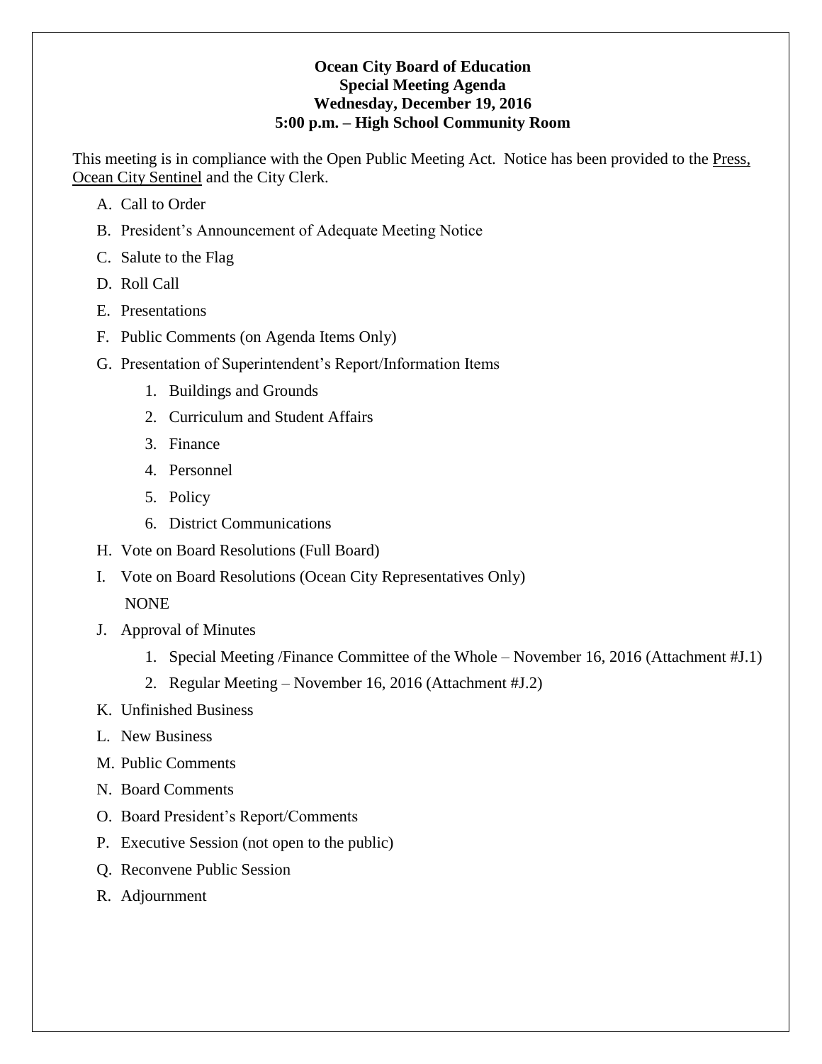**Ocean City Board of Education**
**Special Meeting Agenda**
**Wednesday, December 19, 2016**
**5:00 p.m. – High School Community Room**

This meeting is in compliance with the Open Public Meeting Act. Notice has been provided to the Press, Ocean City Sentinel and the City Clerk.

A. Call to Order

B. President's Announcement of Adequate Meeting Notice

C. Salute to the Flag

D. Roll Call

E. Presentations

F. Public Comments (on Agenda Items Only)

G. Presentation of Superintendent's Report/Information Items

   1. Buildings and Grounds
   2. Curriculum and Student Affairs
   3. Finance
   4. Personnel
   5. Policy
   6. District Communications

H. Vote on Board Resolutions (Full Board)

I. Vote on Board Resolutions (Ocean City Representatives Only)

   NONE

J. Approval of Minutes

   1. Special Meeting /Finance Committee of the Whole – November 16, 2016 (Attachment #J.1)
   2. Regular Meeting – November 16, 2016 (Attachment #J.2)

K. Unfinished Business

L. New Business

M. Public Comments

N. Board Comments

O. Board President's Report/Comments

P. Executive Session (not open to the public)

Q. Reconvene Public Session

R. Adjournment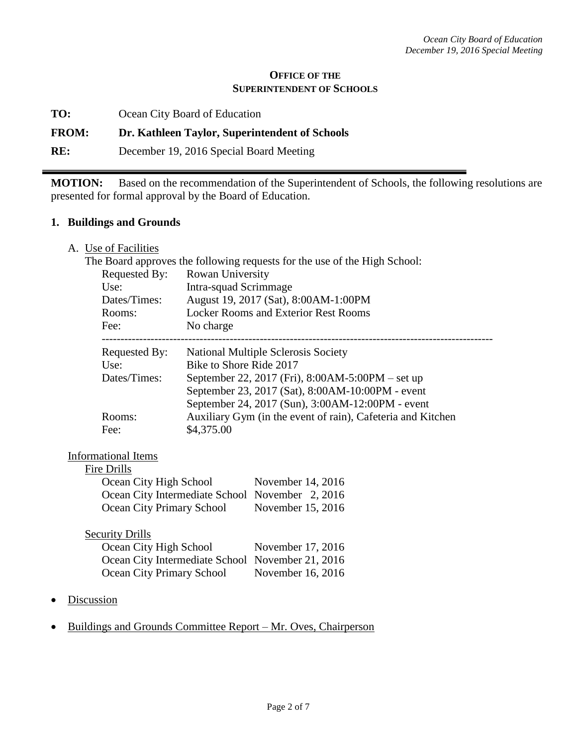**Office of the Superintendent of Schools**

**TO:** Ocean City Board of Education

**FROM:** **Dr. Kathleen Taylor, Superintendent of Schools**

**RE:** December 19, 2016 Special Board Meeting

---

**MOTION:** Based on the recommendation of the Superintendent of Schools, the following resolutions are presented for formal approval by the Board of Education.

## 1. Buildings and Grounds

A. Use of Facilities

The Board approves the following requests for the use of the High School:

| | |
|---|---|
| Requested By: | Rowan University |
| Use: | Intra-squad Scrimmage |
| Dates/Times: | August 19, 2017 (Sat), 8:00AM-1:00PM |
| Rooms: | Locker Rooms and Exterior Rest Rooms |
| Fee: | No charge |

---

| | |
|---|---|
| Requested By: | National Multiple Sclerosis Society |
| Use: | Bike to Shore Ride 2017 |
| Dates/Times: | September 22, 2017 (Fri), 8:00AM-5:00PM – set up<br>September 23, 2017 (Sat), 8:00AM-10:00PM - event<br>September 24, 2017 (Sun), 3:00AM-12:00PM - event |
| Rooms: | Auxiliary Gym (in the event of rain), Cafeteria and Kitchen |
| Fee: | $4,375.00 |

Informational Items

Fire Drills

| | |
|---|---|
| Ocean City High School | November 14, 2016 |
| Ocean City Intermediate School | November 2, 2016 |
| Ocean City Primary School | November 15, 2016 |

Security Drills

| | |
|---|---|
| Ocean City High School | November 17, 2016 |
| Ocean City Intermediate School | November 21, 2016 |
| Ocean City Primary School | November 16, 2016 |

- Discussion
- Buildings and Grounds Committee Report – Mr. Oves, Chairperson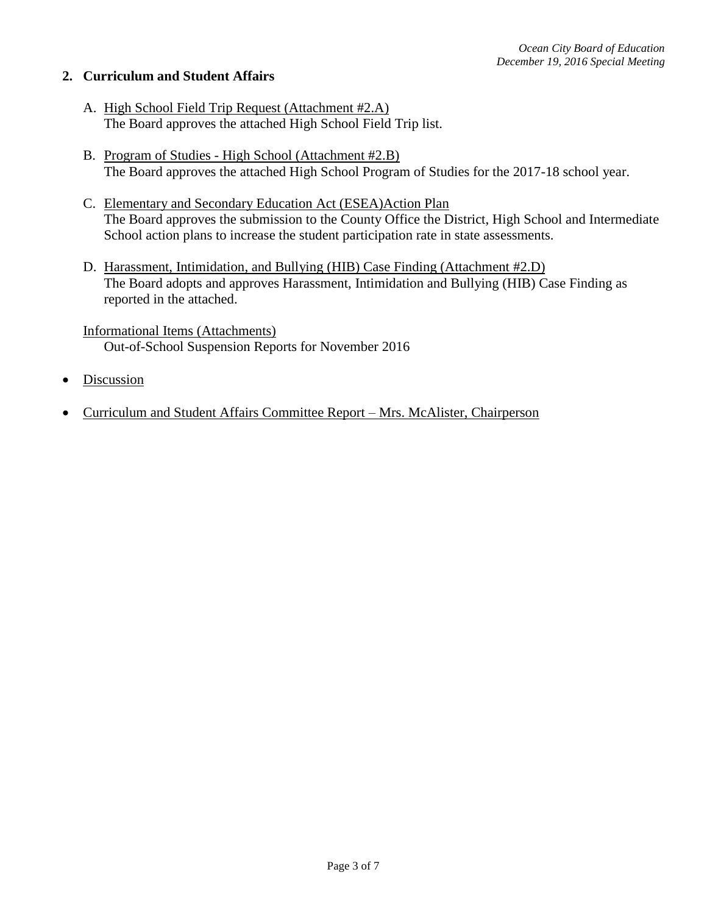## 2. Curriculum and Student Affairs

A. <u>High School Field Trip Request (Attachment #2.A)</u>
The Board approves the attached High School Field Trip list.

B. <u>Program of Studies - High School (Attachment #2.B)</u>
The Board approves the attached High School Program of Studies for the 2017-18 school year.

C. <u>Elementary and Secondary Education Act (ESEA)Action Plan</u>
The Board approves the submission to the County Office the District, High School and Intermediate School action plans to increase the student participation rate in state assessments.

D. <u>Harassment, Intimidation, and Bullying (HIB) Case Finding (Attachment #2.D)</u>
The Board adopts and approves Harassment, Intimidation and Bullying (HIB) Case Finding as reported in the attached.

<u>Informational Items (Attachments)</u>
Out-of-School Suspension Reports for November 2016

- <u>Discussion</u>
- <u>Curriculum and Student Affairs Committee Report – Mrs. McAlister, Chairperson</u>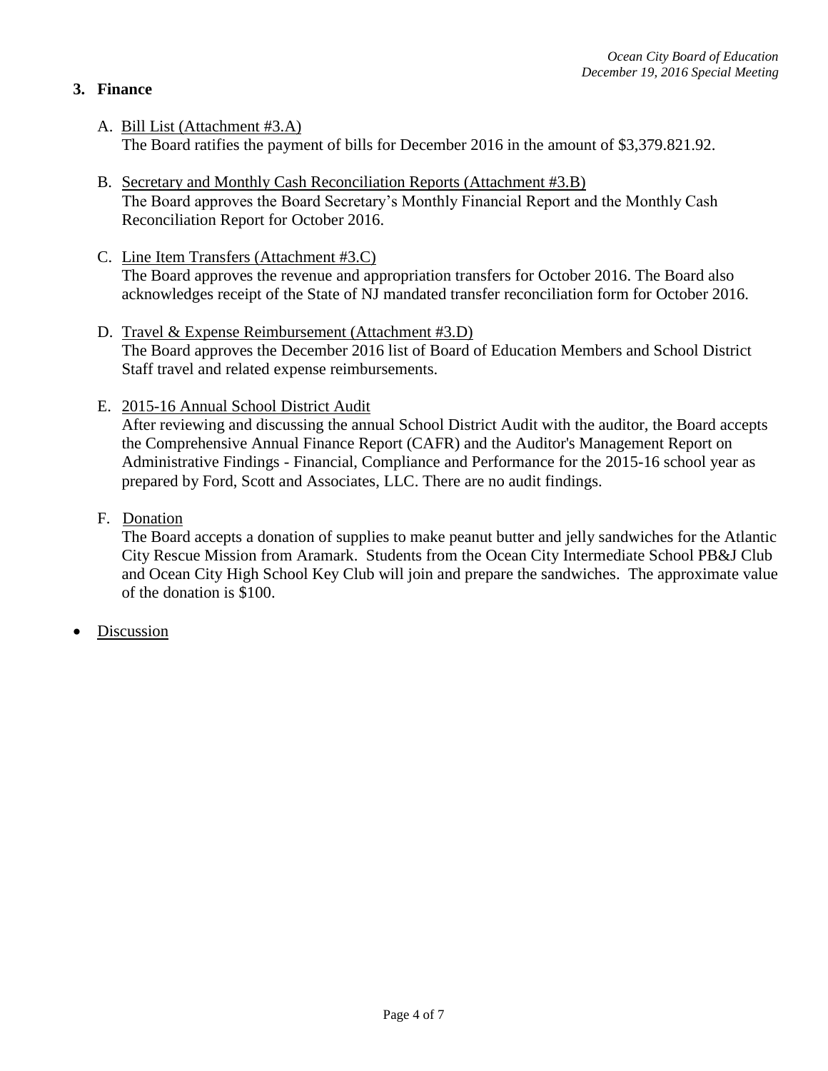## 3. Finance

A. Bill List (Attachment #3.A)
   The Board ratifies the payment of bills for December 2016 in the amount of $3,379.821.92.

B. Secretary and Monthly Cash Reconciliation Reports (Attachment #3.B)
   The Board approves the Board Secretary's Monthly Financial Report and the Monthly Cash Reconciliation Report for October 2016.

C. Line Item Transfers (Attachment #3.C)
   The Board approves the revenue and appropriation transfers for October 2016. The Board also acknowledges receipt of the State of NJ mandated transfer reconciliation form for October 2016.

D. Travel & Expense Reimbursement (Attachment #3.D)
   The Board approves the December 2016 list of Board of Education Members and School District Staff travel and related expense reimbursements.

E. 2015-16 Annual School District Audit
   After reviewing and discussing the annual School District Audit with the auditor, the Board accepts the Comprehensive Annual Finance Report (CAFR) and the Auditor's Management Report on Administrative Findings - Financial, Compliance and Performance for the 2015-16 school year as prepared by Ford, Scott and Associates, LLC. There are no audit findings.

F. Donation
   The Board accepts a donation of supplies to make peanut butter and jelly sandwiches for the Atlantic City Rescue Mission from Aramark. Students from the Ocean City Intermediate School PB&J Club and Ocean City High School Key Club will join and prepare the sandwiches. The approximate value of the donation is $100.

- Discussion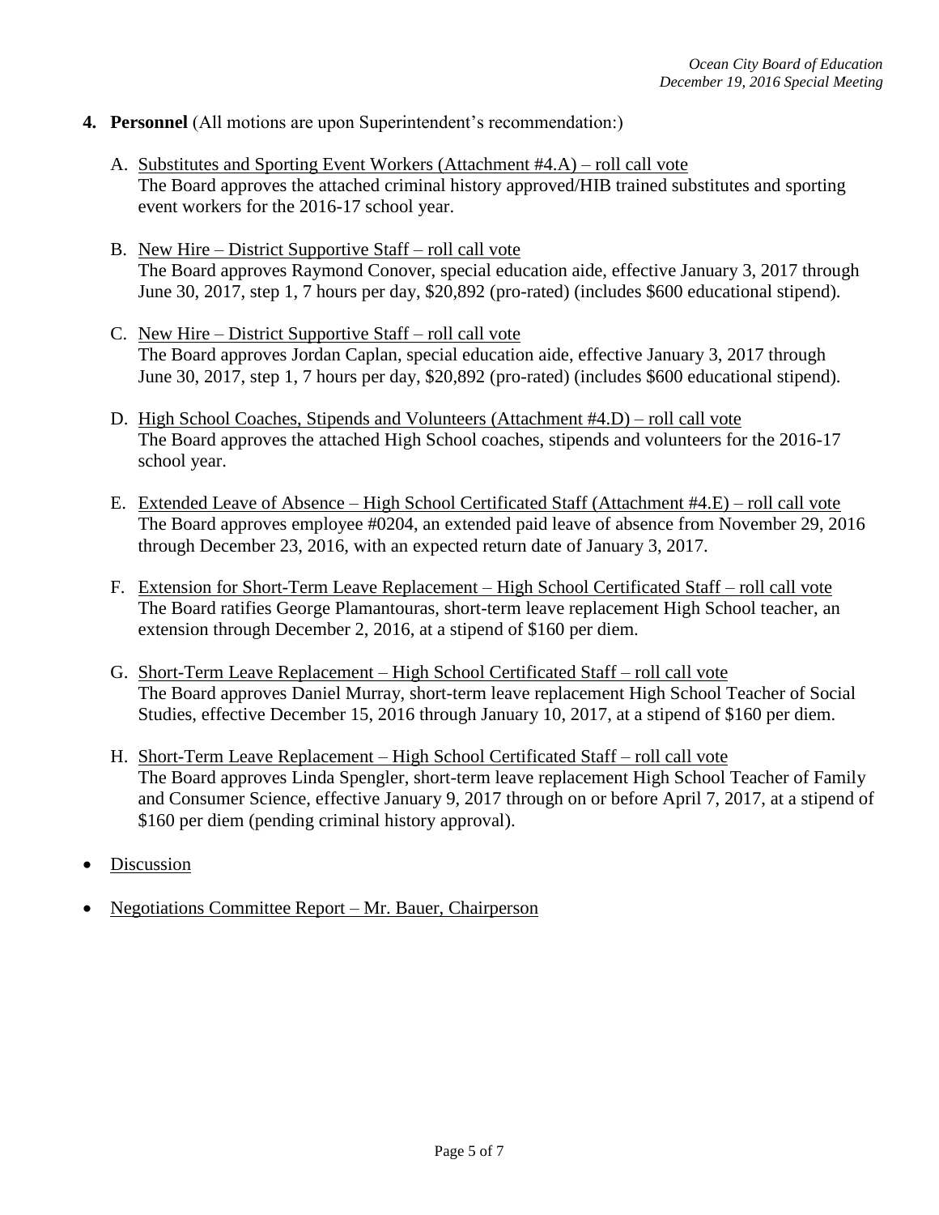4. **Personnel** (All motions are upon Superintendent's recommendation:)

   A. <u>Substitutes and Sporting Event Workers (Attachment #4.A) – roll call vote</u>
   The Board approves the attached criminal history approved/HIB trained substitutes and sporting event workers for the 2016-17 school year.

   B. <u>New Hire – District Supportive Staff – roll call vote</u>
   The Board approves Raymond Conover, special education aide, effective January 3, 2017 through June 30, 2017, step 1, 7 hours per day, $20,892 (pro-rated) (includes $600 educational stipend).

   C. <u>New Hire – District Supportive Staff – roll call vote</u>
   The Board approves Jordan Caplan, special education aide, effective January 3, 2017 through June 30, 2017, step 1, 7 hours per day, $20,892 (pro-rated) (includes $600 educational stipend).

   D. <u>High School Coaches, Stipends and Volunteers (Attachment #4.D) – roll call vote</u>
   The Board approves the attached High School coaches, stipends and volunteers for the 2016-17 school year.

   E. <u>Extended Leave of Absence – High School Certificated Staff (Attachment #4.E) – roll call vote</u>
   The Board approves employee #0204, an extended paid leave of absence from November 29, 2016 through December 23, 2016, with an expected return date of January 3, 2017.

   F. <u>Extension for Short-Term Leave Replacement – High School Certificated Staff – roll call vote</u>
   The Board ratifies George Plamantouras, short-term leave replacement High School teacher, an extension through December 2, 2016, at a stipend of $160 per diem.

   G. <u>Short-Term Leave Replacement – High School Certificated Staff – roll call vote</u>
   The Board approves Daniel Murray, short-term leave replacement High School Teacher of Social Studies, effective December 15, 2016 through January 10, 2017, at a stipend of $160 per diem.

   H. <u>Short-Term Leave Replacement – High School Certificated Staff – roll call vote</u>
   The Board approves Linda Spengler, short-term leave replacement High School Teacher of Family and Consumer Science, effective January 9, 2017 through on or before April 7, 2017, at a stipend of $160 per diem (pending criminal history approval).

- <u>Discussion</u>

- <u>Negotiations Committee Report – Mr. Bauer, Chairperson</u>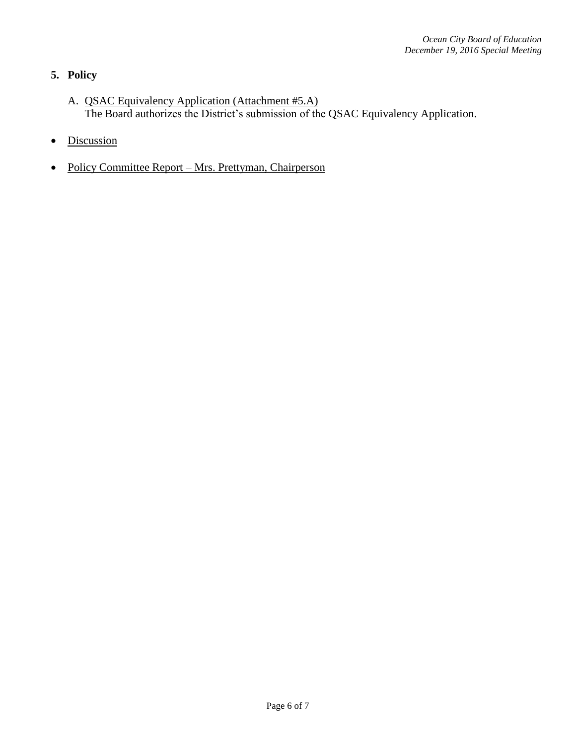## 5. Policy

A. QSAC Equivalency Application (Attachment #5.A)
   The Board authorizes the District's submission of the QSAC Equivalency Application.

- Discussion

- Policy Committee Report – Mrs. Prettyman, Chairperson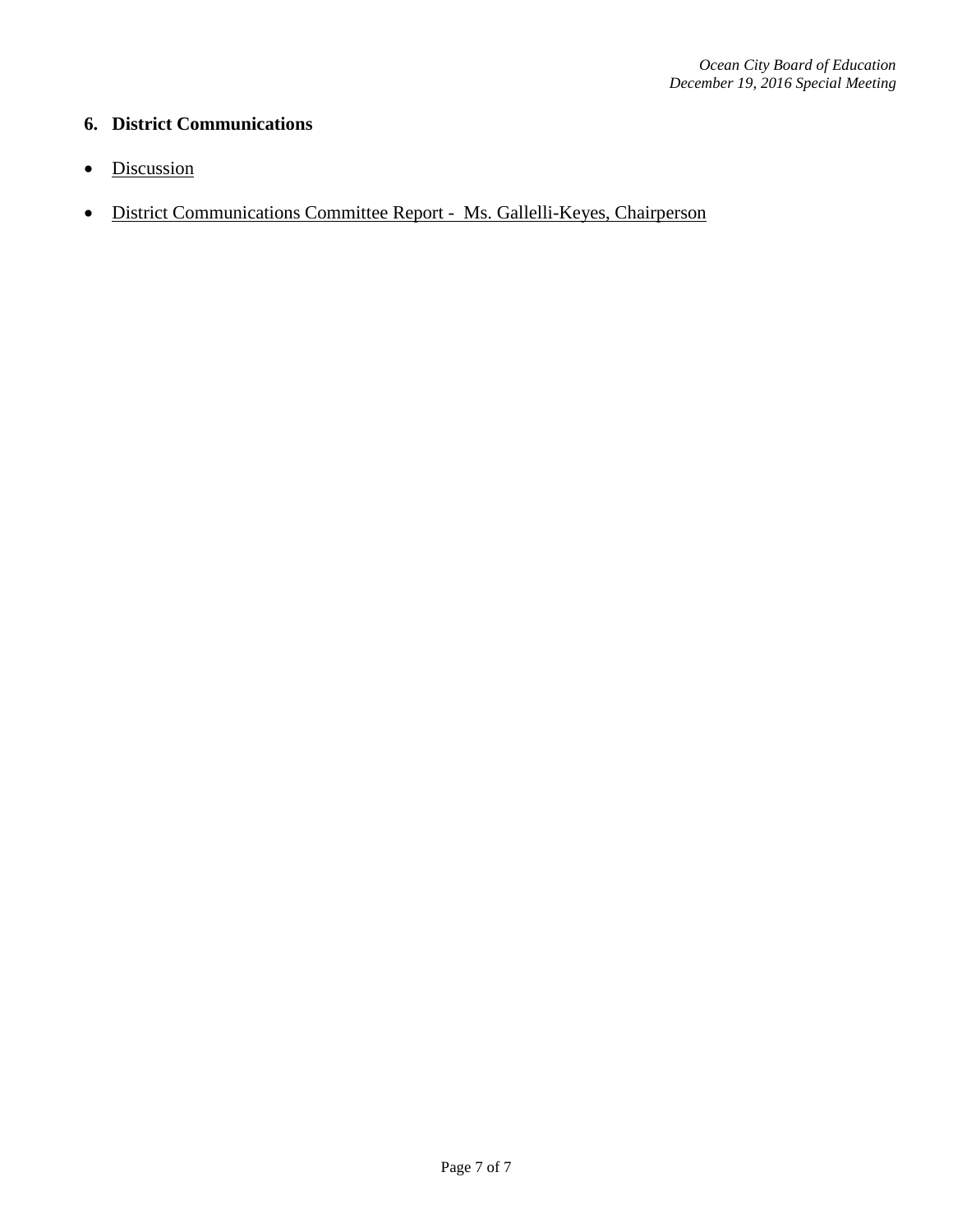**6. District Communications**

- <u>Discussion</u>

- <u>District Communications Committee Report - Ms. Gallelli-Keyes, Chairperson</u>